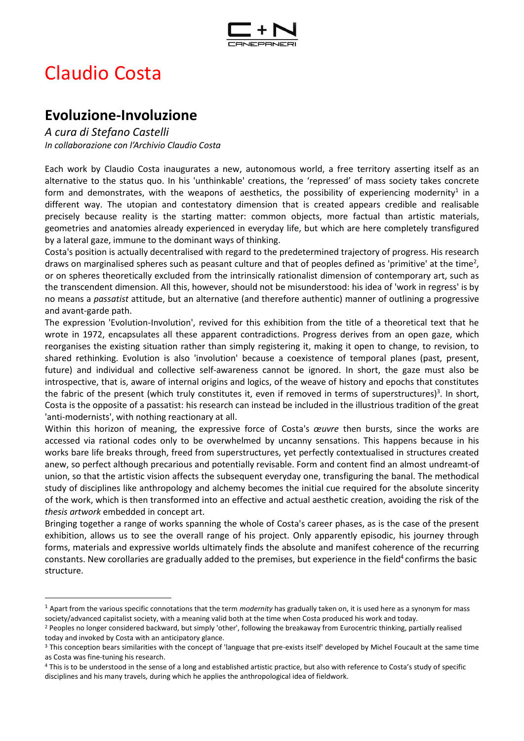# Claudio Costa

## Evoluzione-Involuzione

*A cura di Stefano Castelli*
*In collaborazione con l'Archivio Claudio Costa*

Each work by Claudio Costa inaugurates a new, autonomous world, a free territory asserting itself as an alternative to the status quo. In his 'unthinkable' creations, the 'repressed' of mass society takes concrete form and demonstrates, with the weapons of aesthetics, the possibility of experiencing modernity[1] in a different way. The utopian and contestatory dimension that is created appears credible and realisable precisely because reality is the starting matter: common objects, more factual than artistic materials, geometries and anatomies already experienced in everyday life, but which are here completely transfigured by a lateral gaze, immune to the dominant ways of thinking.

Costa's position is actually decentralised with regard to the predetermined trajectory of progress. His research draws on marginalised spheres such as peasant culture and that of peoples defined as 'primitive' at the time[2], or on spheres theoretically excluded from the intrinsically rationalist dimension of contemporary art, such as the transcendent dimension. All this, however, should not be misunderstood: his idea of 'work in regress' is by no means a *passatist* attitude, but an alternative (and therefore authentic) manner of outlining a progressive and avant-garde path.

The expression 'Evolution-Involution', revived for this exhibition from the title of a theoretical text that he wrote in 1972, encapsulates all these apparent contradictions. Progress derives from an open gaze, which reorganises the existing situation rather than simply registering it, making it open to change, to revision, to shared rethinking. Evolution is also 'involution' because a coexistence of temporal planes (past, present, future) and individual and collective self-awareness cannot be ignored. In short, the gaze must also be introspective, that is, aware of internal origins and logics, of the weave of history and epochs that constitutes the fabric of the present (which truly constitutes it, even if removed in terms of superstructures)[3]. In short, Costa is the opposite of a passatist: his research can instead be included in the illustrious tradition of the great 'anti-modernists', with nothing reactionary at all.

Within this horizon of meaning, the expressive force of Costa's *œuvre* then bursts, since the works are accessed via rational codes only to be overwhelmed by uncanny sensations. This happens because in his works bare life breaks through, freed from superstructures, yet perfectly contextualised in structures created anew, so perfect although precarious and potentially revisable. Form and content find an almost undreamt-of union, so that the artistic vision affects the subsequent everyday one, transfiguring the banal. The methodical study of disciplines like anthropology and alchemy becomes the initial cue required for the absolute sincerity of the work, which is then transformed into an effective and actual aesthetic creation, avoiding the risk of the *thesis artwork* embedded in concept art.

Bringing together a range of works spanning the whole of Costa's career phases, as is the case of the present exhibition, allows us to see the overall range of his project. Only apparently episodic, his journey through forms, materials and expressive worlds ultimately finds the absolute and manifest coherence of the recurring constants. New corollaries are gradually added to the premises, but experience in the field[4] confirms the basic structure.

---

[1] Apart from the various specific connotations that the term *modernity* has gradually taken on, it is used here as a synonym for mass society/advanced capitalist society, with a meaning valid both at the time when Costa produced his work and today.

[2] Peoples no longer considered backward, but simply 'other', following the breakaway from Eurocentric thinking, partially realised today and invoked by Costa with an anticipatory glance.

[3] This conception bears similarities with the concept of 'language that pre-exists itself' developed by Michel Foucault at the same time as Costa was fine-tuning his research.

[4] This is to be understood in the sense of a long and established artistic practice, but also with reference to Costa's study of specific disciplines and his many travels, during which he applies the anthropological idea of fieldwork.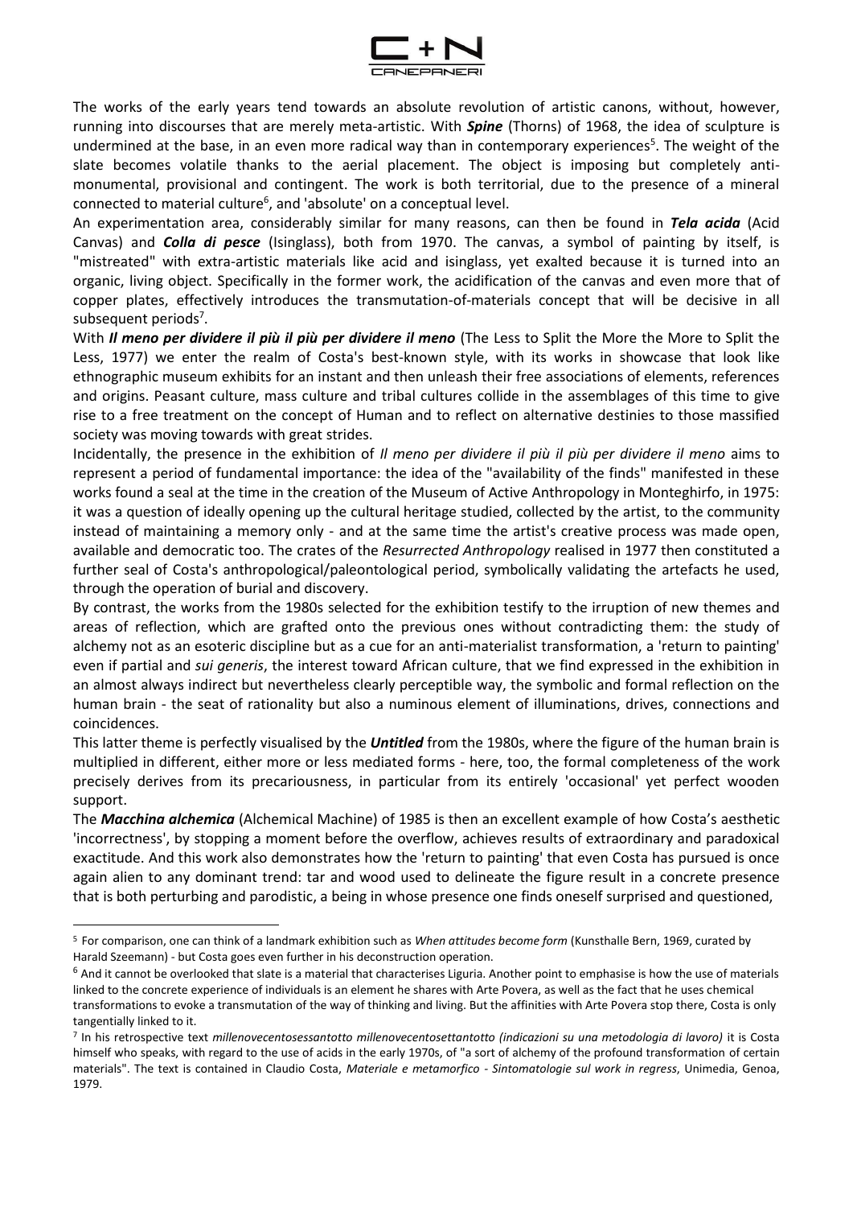The works of the early years tend towards an absolute revolution of artistic canons, without, however, running into discourses that are merely meta-artistic. With ***Spine*** (Thorns) of 1968, the idea of sculpture is undermined at the base, in an even more radical way than in contemporary experiences[5]. The weight of the slate becomes volatile thanks to the aerial placement. The object is imposing but completely anti-monumental, provisional and contingent. The work is both territorial, due to the presence of a mineral connected to material culture[6], and 'absolute' on a conceptual level.

An experimentation area, considerably similar for many reasons, can then be found in ***Tela acida*** (Acid Canvas) and ***Colla di pesce*** (Isinglass), both from 1970. The canvas, a symbol of painting by itself, is "mistreated" with extra-artistic materials like acid and isinglass, yet exalted because it is turned into an organic, living object. Specifically in the former work, the acidification of the canvas and even more that of copper plates, effectively introduces the transmutation-of-materials concept that will be decisive in all subsequent periods[7].

With ***Il meno per dividere il più il più per dividere il meno*** (The Less to Split the More the More to Split the Less, 1977) we enter the realm of Costa's best-known style, with its works in showcase that look like ethnographic museum exhibits for an instant and then unleash their free associations of elements, references and origins. Peasant culture, mass culture and tribal cultures collide in the assemblages of this time to give rise to a free treatment on the concept of Human and to reflect on alternative destinies to those massified society was moving towards with great strides.

Incidentally, the presence in the exhibition of *Il meno per dividere il più il più per dividere il meno* aims to represent a period of fundamental importance: the idea of the "availability of the finds" manifested in these works found a seal at the time in the creation of the Museum of Active Anthropology in Monteghirfo, in 1975: it was a question of ideally opening up the cultural heritage studied, collected by the artist, to the community instead of maintaining a memory only - and at the same time the artist's creative process was made open, available and democratic too. The crates of the *Resurrected Anthropology* realised in 1977 then constituted a further seal of Costa's anthropological/paleontological period, symbolically validating the artefacts he used, through the operation of burial and discovery.

By contrast, the works from the 1980s selected for the exhibition testify to the irruption of new themes and areas of reflection, which are grafted onto the previous ones without contradicting them: the study of alchemy not as an esoteric discipline but as a cue for an anti-materialist transformation, a 'return to painting' even if partial and *sui generis*, the interest toward African culture, that we find expressed in the exhibition in an almost always indirect but nevertheless clearly perceptible way, the symbolic and formal reflection on the human brain - the seat of rationality but also a numinous element of illuminations, drives, connections and coincidences.

This latter theme is perfectly visualised by the ***Untitled*** from the 1980s, where the figure of the human brain is multiplied in different, either more or less mediated forms - here, too, the formal completeness of the work precisely derives from its precariousness, in particular from its entirely 'occasional' yet perfect wooden support.

The ***Macchina alchemica*** (Alchemical Machine) of 1985 is then an excellent example of how Costa's aesthetic 'incorrectness', by stopping a moment before the overflow, achieves results of extraordinary and paradoxical exactitude. And this work also demonstrates how the 'return to painting' that even Costa has pursued is once again alien to any dominant trend: tar and wood used to delineate the figure result in a concrete presence that is both perturbing and parodistic, a being in whose presence one finds oneself surprised and questioned,

---

[5] For comparison, one can think of a landmark exhibition such as *When attitudes become form* (Kunsthalle Bern, 1969, curated by Harald Szeemann) - but Costa goes even further in his deconstruction operation.

[6] And it cannot be overlooked that slate is a material that characterises Liguria. Another point to emphasise is how the use of materials linked to the concrete experience of individuals is an element he shares with Arte Povera, as well as the fact that he uses chemical transformations to evoke a transmutation of the way of thinking and living. But the affinities with Arte Povera stop there, Costa is only tangentially linked to it.

[7] In his retrospective text *millenovecentosessantotto millenovecentosettantotto (indicazioni su una metodologia di lavoro)* it is Costa himself who speaks, with regard to the use of acids in the early 1970s, of "a sort of alchemy of the profound transformation of certain materials". The text is contained in Claudio Costa, *Materiale e metamorfico - Sintomatologie sul work in regress*, Unimedia, Genoa, 1979.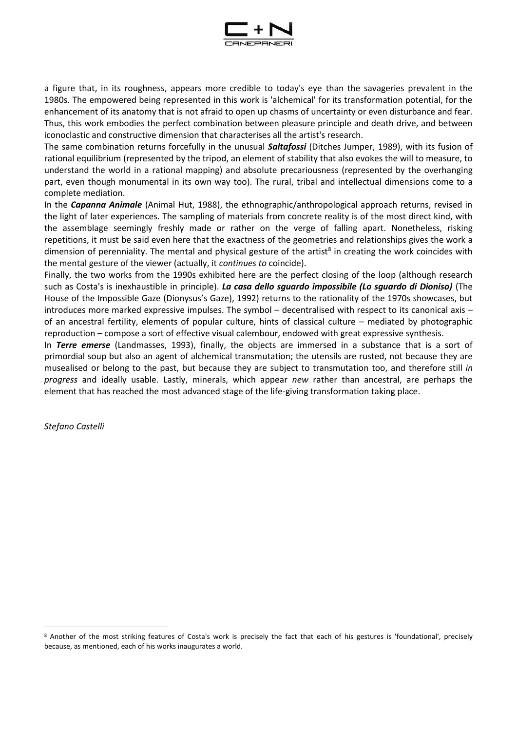a figure that, in its roughness, appears more credible to today's eye than the savageries prevalent in the 1980s. The empowered being represented in this work is 'alchemical' for its transformation potential, for the enhancement of its anatomy that is not afraid to open up chasms of uncertainty or even disturbance and fear. Thus, this work embodies the perfect combination between pleasure principle and death drive, and between iconoclastic and constructive dimension that characterises all the artist's research.

The same combination returns forcefully in the unusual ***Saltafossi*** (Ditches Jumper, 1989), with its fusion of rational equilibrium (represented by the tripod, an element of stability that also evokes the will to measure, to understand the world in a rational mapping) and absolute precariousness (represented by the overhanging part, even though monumental in its own way too). The rural, tribal and intellectual dimensions come to a complete mediation.

In the ***Capanna Animale*** (Animal Hut, 1988), the ethnographic/anthropological approach returns, revised in the light of later experiences. The sampling of materials from concrete reality is of the most direct kind, with the assemblage seemingly freshly made or rather on the verge of falling apart. Nonetheless, risking repetitions, it must be said even here that the exactness of the geometries and relationships gives the work a dimension of perenniality. The mental and physical gesture of the artist[8] in creating the work coincides with the mental gesture of the viewer (actually, it *continues to* coincide).

Finally, the two works from the 1990s exhibited here are the perfect closing of the loop (although research such as Costa's is inexhaustible in principle). ***La casa dello sguardo impossibile (Lo sguardo di Dioniso)*** (The House of the Impossible Gaze (Dionysus's Gaze), 1992) returns to the rationality of the 1970s showcases, but introduces more marked expressive impulses. The symbol – decentralised with respect to its canonical axis – of an ancestral fertility, elements of popular culture, hints of classical culture – mediated by photographic reproduction – compose a sort of effective visual calembour, endowed with great expressive synthesis.

In ***Terre emerse*** (Landmasses, 1993), finally, the objects are immersed in a substance that is a sort of primordial soup but also an agent of alchemical transmutation; the utensils are rusted, not because they are musealised or belong to the past, but because they are subject to transmutation too, and therefore still *in progress* and ideally usable. Lastly, minerals, which appear *new* rather than ancestral, are perhaps the element that has reached the most advanced stage of the life-giving transformation taking place.

*Stefano Castelli*

---

[8] Another of the most striking features of Costa's work is precisely the fact that each of his gestures is 'foundational', precisely because, as mentioned, each of his works inaugurates a world.